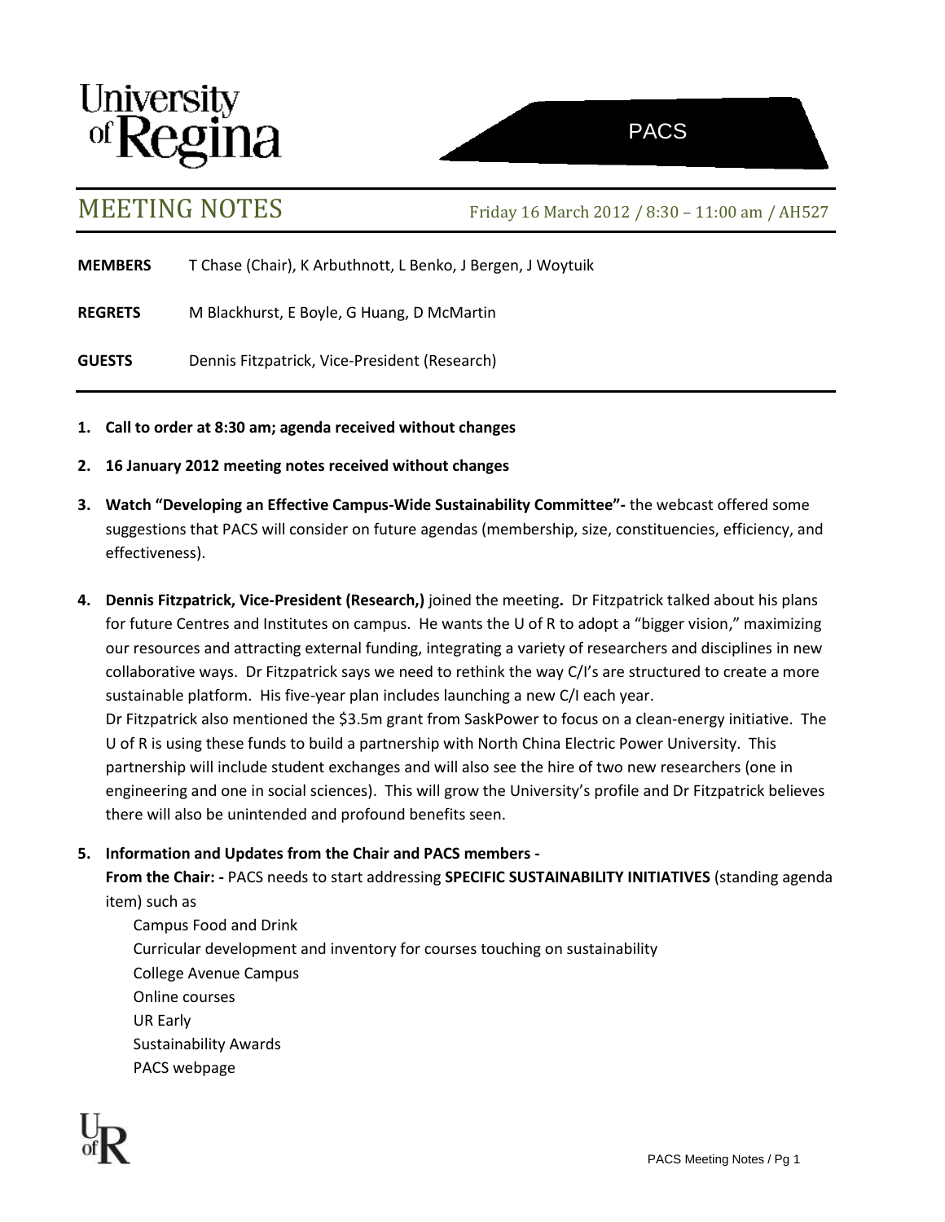University of Regina

PACS

# MEETING NOTES

Friday 16 March 2012 / 8:30 – 11:00 am / AH527

**MEMBERS** T Chase (Chair), K Arbuthnott, L Benko, J Bergen, J Woytuik

**REGRETS** M Blackhurst, E Boyle, G Huang, D McMartin

**GUESTS** Dennis Fitzpatrick, Vice-President (Research)

1. **Call to order at 8:30 am; agenda received without changes**

2. **16 January 2012 meeting notes received without changes**

3. **Watch "Developing an Effective Campus-Wide Sustainability Committee"-** the webcast offered some suggestions that PACS will consider on future agendas (membership, size, constituencies, efficiency, and effectiveness).

4. **Dennis Fitzpatrick, Vice-President (Research,)** joined the meeting**.** Dr Fitzpatrick talked about his plans for future Centres and Institutes on campus. He wants the U of R to adopt a "bigger vision," maximizing our resources and attracting external funding, integrating a variety of researchers and disciplines in new collaborative ways. Dr Fitzpatrick says we need to rethink the way C/I's are structured to create a more sustainable platform. His five-year plan includes launching a new C/I each year.
   Dr Fitzpatrick also mentioned the $3.5m grant from SaskPower to focus on a clean-energy initiative. The U of R is using these funds to build a partnership with North China Electric Power University. This partnership will include student exchanges and will also see the hire of two new researchers (one in engineering and one in social sciences). This will grow the University's profile and Dr Fitzpatrick believes there will also be unintended and profound benefits seen.

5. **Information and Updates from the Chair and PACS members -**
   **From the Chair: -** PACS needs to start addressing **SPECIFIC SUSTAINABILITY INITIATIVES** (standing agenda item) such as
   - Campus Food and Drink
   - Curricular development and inventory for courses touching on sustainability
   - College Avenue Campus
   - Online courses
   - UR Early
   - Sustainability Awards
   - PACS webpage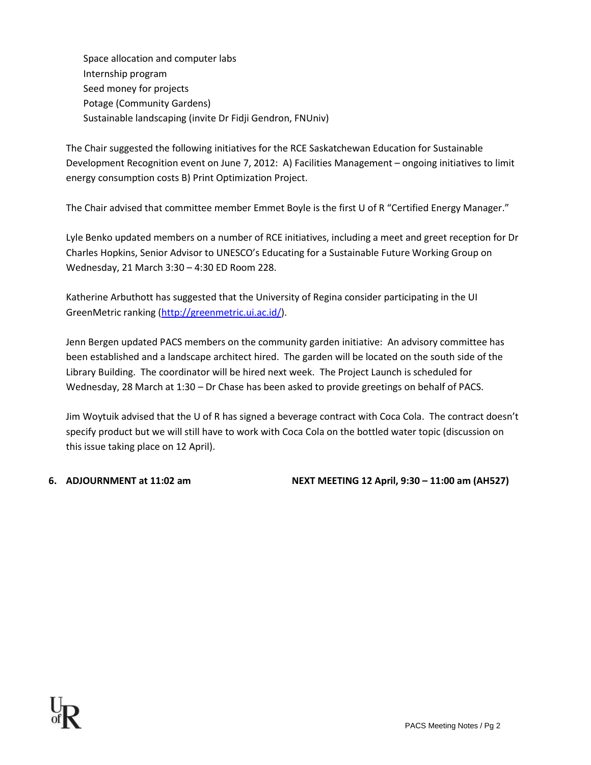- Space allocation and computer labs
- Internship program
- Seed money for projects
- Potage (Community Gardens)
- Sustainable landscaping (invite Dr Fidji Gendron, FNUniv)

The Chair suggested the following initiatives for the RCE Saskatchewan Education for Sustainable Development Recognition event on June 7, 2012: A) Facilities Management – ongoing initiatives to limit energy consumption costs B) Print Optimization Project.

The Chair advised that committee member Emmet Boyle is the first U of R "Certified Energy Manager."

Lyle Benko updated members on a number of RCE initiatives, including a meet and greet reception for Dr Charles Hopkins, Senior Advisor to UNESCO's Educating for a Sustainable Future Working Group on Wednesday, 21 March 3:30 – 4:30 ED Room 228.

Katherine Arbuthott has suggested that the University of Regina consider participating in the UI GreenMetric ranking (http://greenmetric.ui.ac.id/).

Jenn Bergen updated PACS members on the community garden initiative: An advisory committee has been established and a landscape architect hired. The garden will be located on the south side of the Library Building. The coordinator will be hired next week. The Project Launch is scheduled for Wednesday, 28 March at 1:30 – Dr Chase has been asked to provide greetings on behalf of PACS.

Jim Woytuik advised that the U of R has signed a beverage contract with Coca Cola. The contract doesn't specify product but we will still have to work with Coca Cola on the bottled water topic (discussion on this issue taking place on 12 April).

**6. ADJOURNMENT at 11:02 am** **NEXT MEETING 12 April, 9:30 – 11:00 am (AH527)**